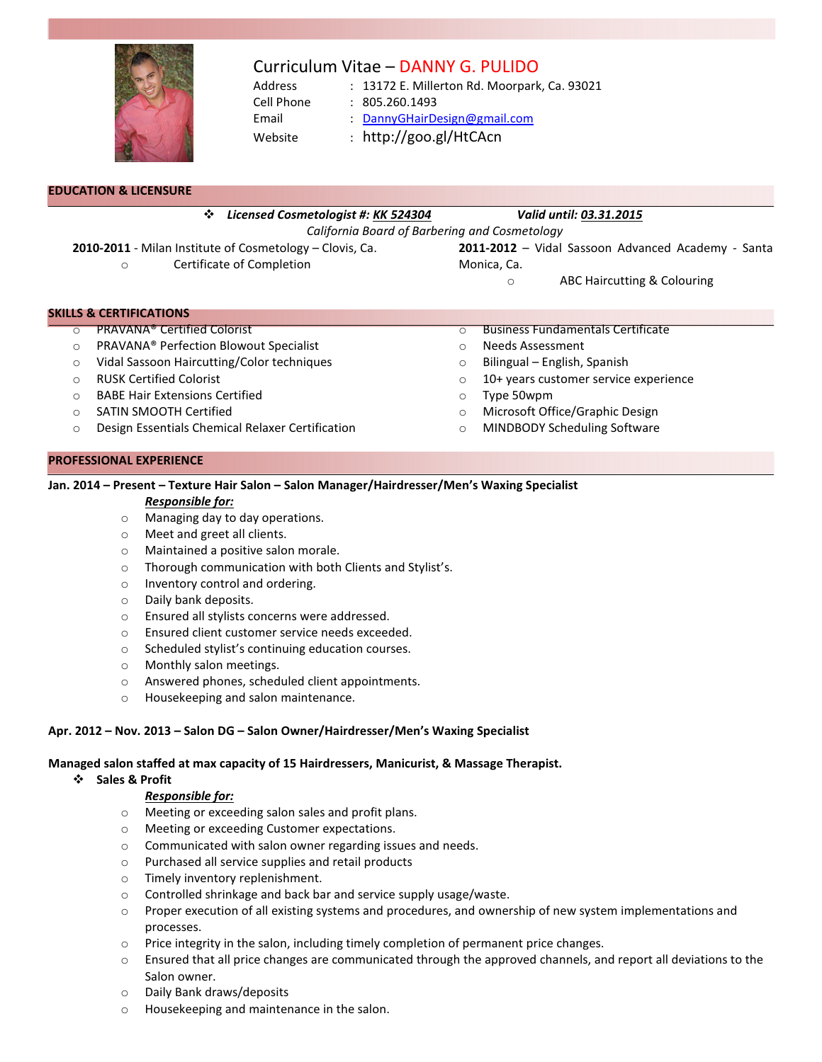# Curriculum Vitae – DANNY G. PULIDO

Address : 13172 E. Millerton Rd. Moorpark, Ca. 93021
Cell Phone : 805.260.1493
Email : DannyGHairDesign@gmail.com
Website : http://goo.gl/HtCAcn

## EDUCATION & LICENSURE

- ***Licensed Cosmetologist #: KK 524304*** ***Valid until: 03.31.2015***

*California Board of Barbering and Cosmetology*

**2010-2011** - Milan Institute of Cosmetology – Clovis, Ca.
- Certificate of Completion

**2011-2012** – Vidal Sassoon Advanced Academy - Santa Monica, Ca.
- ABC Haircutting & Colouring

## SKILLS & CERTIFICATIONS

- PRAVANA® Certified Colorist
- PRAVANA® Perfection Blowout Specialist
- Vidal Sassoon Haircutting/Color techniques
- RUSK Certified Colorist
- BABE Hair Extensions Certified
- SATIN SMOOTH Certified
- Design Essentials Chemical Relaxer Certification
- Business Fundamentals Certificate
- Needs Assessment
- Bilingual – English, Spanish
- 10+ years customer service experience
- Type 50wpm
- Microsoft Office/Graphic Design
- MINDBODY Scheduling Software

## PROFESSIONAL EXPERIENCE

**Jan. 2014 – Present – Texture Hair Salon – Salon Manager/Hairdresser/Men's Waxing Specialist**

***Responsible for:***

- Managing day to day operations.
- Meet and greet all clients.
- Maintained a positive salon morale.
- Thorough communication with both Clients and Stylist's.
- Inventory control and ordering.
- Daily bank deposits.
- Ensured all stylists concerns were addressed.
- Ensured client customer service needs exceeded.
- Scheduled stylist's continuing education courses.
- Monthly salon meetings.
- Answered phones, scheduled client appointments.
- Housekeeping and salon maintenance.

**Apr. 2012 – Nov. 2013 – Salon DG – Salon Owner/Hairdresser/Men's Waxing Specialist**

**Managed salon staffed at max capacity of 15 Hairdressers, Manicurist, & Massage Therapist.**

- **Sales & Profit**

***Responsible for:***

- Meeting or exceeding salon sales and profit plans.
- Meeting or exceeding Customer expectations.
- Communicated with salon owner regarding issues and needs.
- Purchased all service supplies and retail products
- Timely inventory replenishment.
- Controlled shrinkage and back bar and service supply usage/waste.
- Proper execution of all existing systems and procedures, and ownership of new system implementations and processes.
- Price integrity in the salon, including timely completion of permanent price changes.
- Ensured that all price changes are communicated through the approved channels, and report all deviations to the Salon owner.
- Daily Bank draws/deposits
- Housekeeping and maintenance in the salon.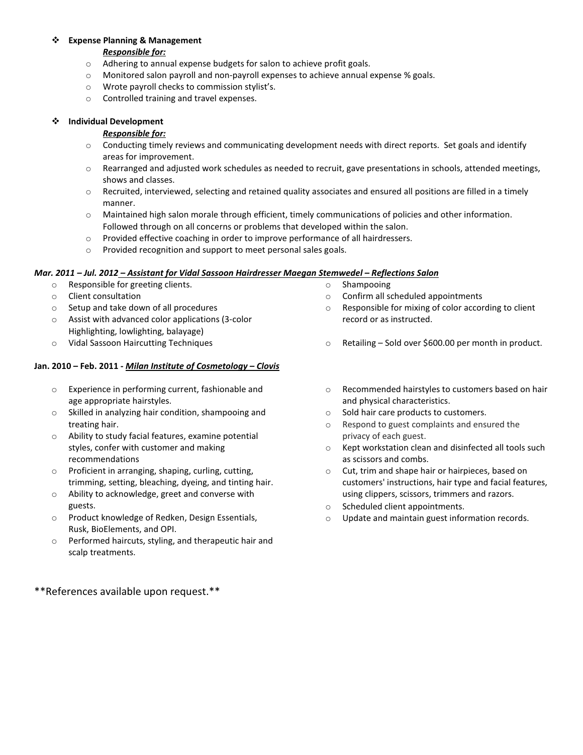- **Expense Planning & Management**

  ***Responsible for:***

  - Adhering to annual expense budgets for salon to achieve profit goals.
  - Monitored salon payroll and non-payroll expenses to achieve annual expense % goals.
  - Wrote payroll checks to commission stylist's.
  - Controlled training and travel expenses.

- **Individual Development**

  ***Responsible for:***

  - Conducting timely reviews and communicating development needs with direct reports. Set goals and identify areas for improvement.
  - Rearranged and adjusted work schedules as needed to recruit, gave presentations in schools, attended meetings, shows and classes.
  - Recruited, interviewed, selecting and retained quality associates and ensured all positions are filled in a timely manner.
  - Maintained high salon morale through efficient, timely communications of policies and other information. Followed through on all concerns or problems that developed within the salon.
  - Provided effective coaching in order to improve performance of all hairdressers.
  - Provided recognition and support to meet personal sales goals.

***Mar. 2011 – Jul. 2012 – Assistant for Vidal Sassoon Hairdresser Maegan Stemwedel – Reflections Salon***

- Responsible for greeting clients.
- Client consultation
- Setup and take down of all procedures
- Assist with advanced color applications (3-color Highlighting, lowlighting, balayage)
- Vidal Sassoon Haircutting Techniques
- Shampooing
- Confirm all scheduled appointments
- Responsible for mixing of color according to client record or as instructed.
- Retailing – Sold over $600.00 per month in product.

**Jan. 2010 – Feb. 2011 - *Milan Institute of Cosmetology – Clovis***

- Experience in performing current, fashionable and age appropriate hairstyles.
- Skilled in analyzing hair condition, shampooing and treating hair.
- Ability to study facial features, examine potential styles, confer with customer and making recommendations
- Proficient in arranging, shaping, curling, cutting, trimming, setting, bleaching, dyeing, and tinting hair.
- Ability to acknowledge, greet and converse with guests.
- Product knowledge of Redken, Design Essentials, Rusk, BioElements, and OPI.
- Performed haircuts, styling, and therapeutic hair and scalp treatments.
- Recommended hairstyles to customers based on hair and physical characteristics.
- Sold hair care products to customers.
- Respond to guest complaints and ensured the privacy of each guest.
- Kept workstation clean and disinfected all tools such as scissors and combs.
- Cut, trim and shape hair or hairpieces, based on customers' instructions, hair type and facial features, using clippers, scissors, trimmers and razors.
- Scheduled client appointments.
- Update and maintain guest information records.

**References available upon request.**